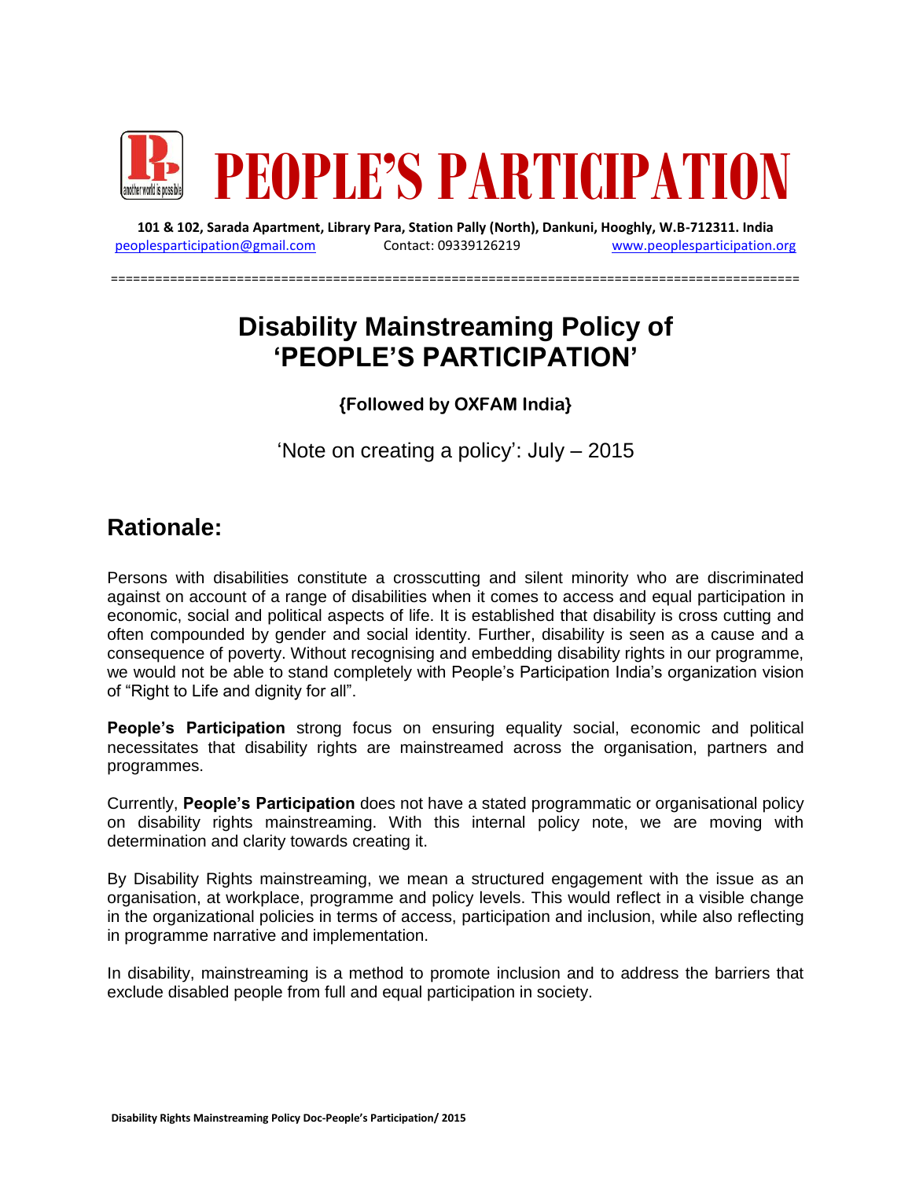# PEOPLE'S PARTICIPATION

**101 & 102, Sarada Apartment, Library Para, Station Pally (North), Dankuni, Hooghly, W.B-712311. India**
peoplesparticipation@gmail.com Contact: 09339126219 www.peoplesparticipation.org

==========================================================================================

## Disability Mainstreaming Policy of 'PEOPLE'S PARTICIPATION'

**{Followed by OXFAM India}**

'Note on creating a policy': July – 2015

## Rationale:

Persons with disabilities constitute a crosscutting and silent minority who are discriminated against on account of a range of disabilities when it comes to access and equal participation in economic, social and political aspects of life. It is established that disability is cross cutting and often compounded by gender and social identity. Further, disability is seen as a cause and a consequence of poverty. Without recognising and embedding disability rights in our programme, we would not be able to stand completely with People's Participation India's organization vision of "Right to Life and dignity for all".

**People's Participation** strong focus on ensuring equality social, economic and political necessitates that disability rights are mainstreamed across the organisation, partners and programmes.

Currently, **People's Participation** does not have a stated programmatic or organisational policy on disability rights mainstreaming. With this internal policy note, we are moving with determination and clarity towards creating it.

By Disability Rights mainstreaming, we mean a structured engagement with the issue as an organisation, at workplace, programme and policy levels. This would reflect in a visible change in the organizational policies in terms of access, participation and inclusion, while also reflecting in programme narrative and implementation.

In disability, mainstreaming is a method to promote inclusion and to address the barriers that exclude disabled people from full and equal participation in society.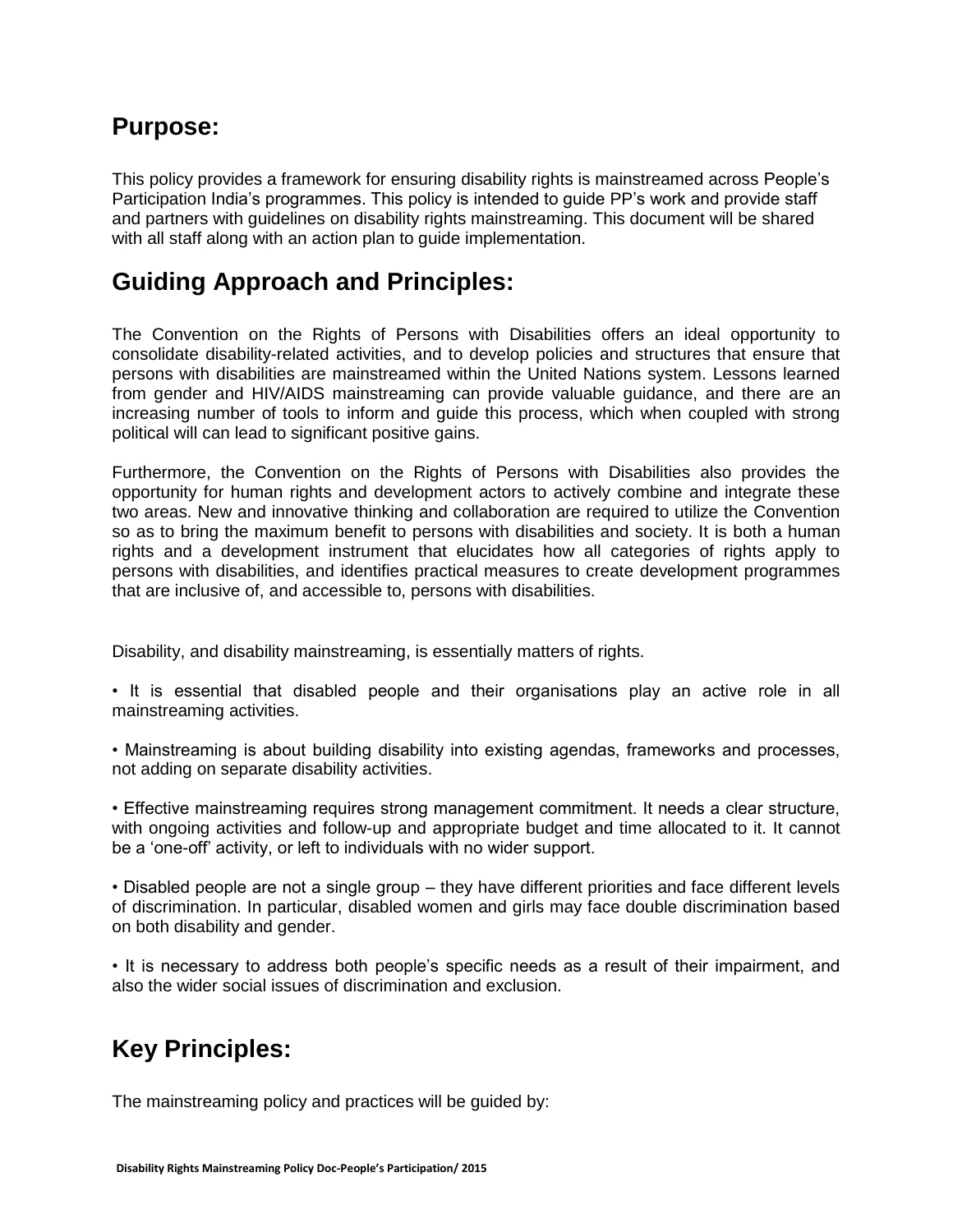## Purpose:

This policy provides a framework for ensuring disability rights is mainstreamed across People's Participation India's programmes. This policy is intended to guide PP's work and provide staff and partners with guidelines on disability rights mainstreaming. This document will be shared with all staff along with an action plan to guide implementation.

## Guiding Approach and Principles:

The Convention on the Rights of Persons with Disabilities offers an ideal opportunity to consolidate disability-related activities, and to develop policies and structures that ensure that persons with disabilities are mainstreamed within the United Nations system. Lessons learned from gender and HIV/AIDS mainstreaming can provide valuable guidance, and there are an increasing number of tools to inform and guide this process, which when coupled with strong political will can lead to significant positive gains.

Furthermore, the Convention on the Rights of Persons with Disabilities also provides the opportunity for human rights and development actors to actively combine and integrate these two areas. New and innovative thinking and collaboration are required to utilize the Convention so as to bring the maximum benefit to persons with disabilities and society. It is both a human rights and a development instrument that elucidates how all categories of rights apply to persons with disabilities, and identifies practical measures to create development programmes that are inclusive of, and accessible to, persons with disabilities.

Disability, and disability mainstreaming, is essentially matters of rights.

- It is essential that disabled people and their organisations play an active role in all mainstreaming activities.
- Mainstreaming is about building disability into existing agendas, frameworks and processes, not adding on separate disability activities.
- Effective mainstreaming requires strong management commitment. It needs a clear structure, with ongoing activities and follow-up and appropriate budget and time allocated to it. It cannot be a 'one-off' activity, or left to individuals with no wider support.
- Disabled people are not a single group – they have different priorities and face different levels of discrimination. In particular, disabled women and girls may face double discrimination based on both disability and gender.
- It is necessary to address both people's specific needs as a result of their impairment, and also the wider social issues of discrimination and exclusion.

## Key Principles:

The mainstreaming policy and practices will be guided by: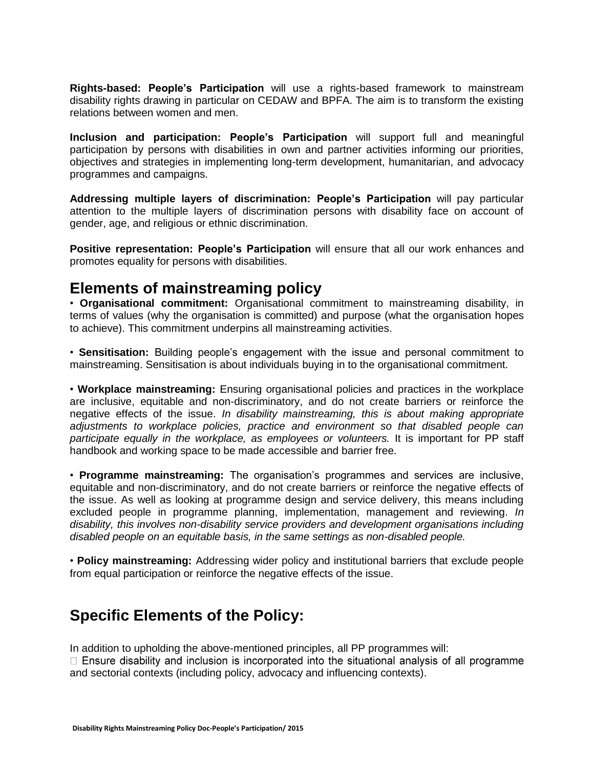**Rights-based: People's Participation** will use a rights-based framework to mainstream disability rights drawing in particular on CEDAW and BPFA. The aim is to transform the existing relations between women and men.

**Inclusion and participation: People's Participation** will support full and meaningful participation by persons with disabilities in own and partner activities informing our priorities, objectives and strategies in implementing long-term development, humanitarian, and advocacy programmes and campaigns.

**Addressing multiple layers of discrimination: People's Participation** will pay particular attention to the multiple layers of discrimination persons with disability face on account of gender, age, and religious or ethnic discrimination.

**Positive representation: People's Participation** will ensure that all our work enhances and promotes equality for persons with disabilities.

## Elements of mainstreaming policy

• **Organisational commitment:** Organisational commitment to mainstreaming disability, in terms of values (why the organisation is committed) and purpose (what the organisation hopes to achieve). This commitment underpins all mainstreaming activities.

• **Sensitisation:** Building people's engagement with the issue and personal commitment to mainstreaming. Sensitisation is about individuals buying in to the organisational commitment.

• **Workplace mainstreaming:** Ensuring organisational policies and practices in the workplace are inclusive, equitable and non-discriminatory, and do not create barriers or reinforce the negative effects of the issue. *In disability mainstreaming, this is about making appropriate adjustments to workplace policies, practice and environment so that disabled people can participate equally in the workplace, as employees or volunteers.* It is important for PP staff handbook and working space to be made accessible and barrier free.

• **Programme mainstreaming:** The organisation's programmes and services are inclusive, equitable and non-discriminatory, and do not create barriers or reinforce the negative effects of the issue. As well as looking at programme design and service delivery, this means including excluded people in programme planning, implementation, management and reviewing. *In disability, this involves non-disability service providers and development organisations including disabled people on an equitable basis, in the same settings as non-disabled people.*

• **Policy mainstreaming:** Addressing wider policy and institutional barriers that exclude people from equal participation or reinforce the negative effects of the issue.

## Specific Elements of the Policy:

In addition to upholding the above-mentioned principles, all PP programmes will:

- Ensure disability and inclusion is incorporated into the situational analysis of all programme and sectorial contexts (including policy, advocacy and influencing contexts).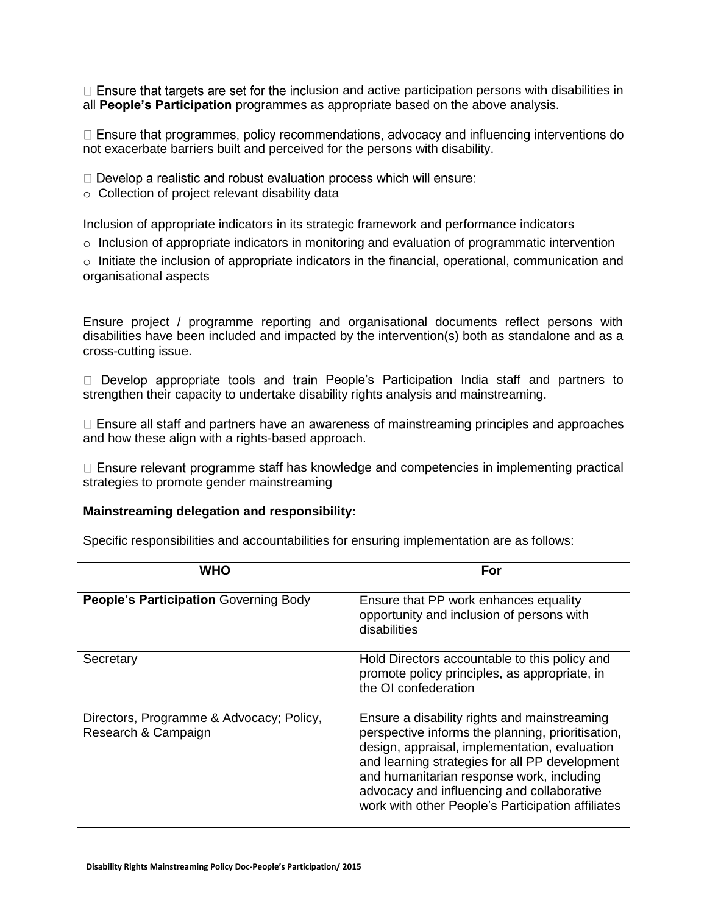- Ensure that targets are set for the inclusion and active participation persons with disabilities in all **People's Participation** programmes as appropriate based on the above analysis.

- Ensure that programmes, policy recommendations, advocacy and influencing interventions do not exacerbate barriers built and perceived for the persons with disability.

- Develop a realistic and robust evaluation process which will ensure:
  - Collection of project relevant disability data

Inclusion of appropriate indicators in its strategic framework and performance indicators

- Inclusion of appropriate indicators in monitoring and evaluation of programmatic intervention
- Initiate the inclusion of appropriate indicators in the financial, operational, communication and organisational aspects

Ensure project / programme reporting and organisational documents reflect persons with disabilities have been included and impacted by the intervention(s) both as standalone and as a cross-cutting issue.

- Develop appropriate tools and train People's Participation India staff and partners to strengthen their capacity to undertake disability rights analysis and mainstreaming.

- Ensure all staff and partners have an awareness of mainstreaming principles and approaches and how these align with a rights-based approach.

- Ensure relevant programme staff has knowledge and competencies in implementing practical strategies to promote gender mainstreaming

**Mainstreaming delegation and responsibility:**

Specific responsibilities and accountabilities for ensuring implementation are as follows:

| WHO | For |
|---|---|
| **People's Participation** Governing Body | Ensure that PP work enhances equality opportunity and inclusion of persons with disabilities |
| Secretary | Hold Directors accountable to this policy and promote policy principles, as appropriate, in the OI confederation |
| Directors, Programme & Advocacy; Policy, Research & Campaign | Ensure a disability rights and mainstreaming perspective informs the planning, prioritisation, design, appraisal, implementation, evaluation and learning strategies for all PP development and humanitarian response work, including advocacy and influencing and collaborative work with other People's Participation affiliates |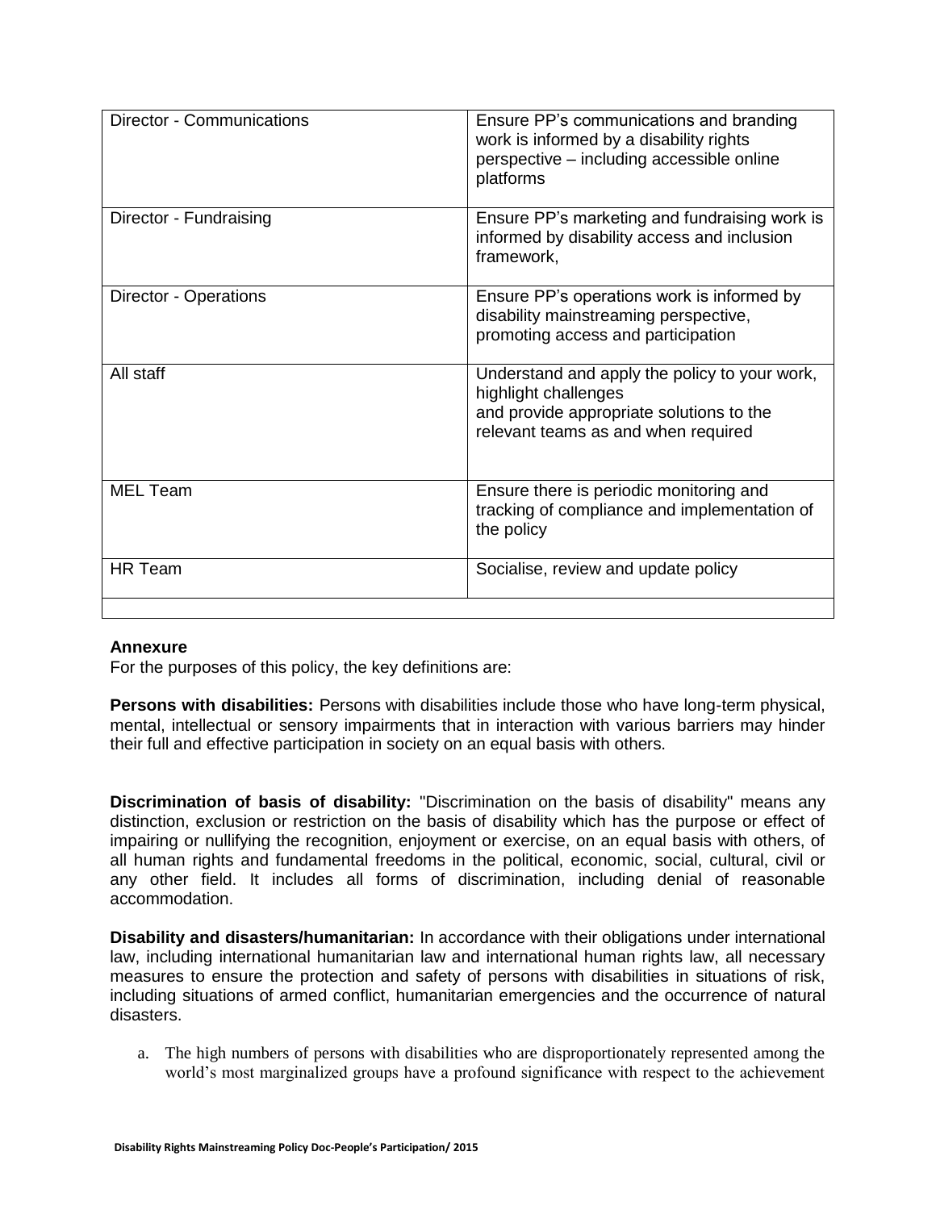| | |
|---|---|
| Director - Communications | Ensure PP's communications and branding work is informed by a disability rights perspective – including accessible online platforms |
| Director - Fundraising | Ensure PP's marketing and fundraising work is informed by disability access and inclusion framework, |
| Director - Operations | Ensure PP's operations work is informed by disability mainstreaming perspective, promoting access and participation |
| All staff | Understand and apply the policy to your work, highlight challenges and provide appropriate solutions to the relevant teams as and when required |
| MEL Team | Ensure there is periodic monitoring and tracking of compliance and implementation of the policy |
| HR Team | Socialise, review and update policy |
| | |

**Annexure**

For the purposes of this policy, the key definitions are:

**Persons with disabilities:** Persons with disabilities include those who have long-term physical, mental, intellectual or sensory impairments that in interaction with various barriers may hinder their full and effective participation in society on an equal basis with others.

**Discrimination of basis of disability:** "Discrimination on the basis of disability" means any distinction, exclusion or restriction on the basis of disability which has the purpose or effect of impairing or nullifying the recognition, enjoyment or exercise, on an equal basis with others, of all human rights and fundamental freedoms in the political, economic, social, cultural, civil or any other field. It includes all forms of discrimination, including denial of reasonable accommodation.

**Disability and disasters/humanitarian:** In accordance with their obligations under international law, including international humanitarian law and international human rights law, all necessary measures to ensure the protection and safety of persons with disabilities in situations of risk, including situations of armed conflict, humanitarian emergencies and the occurrence of natural disasters.

a. The high numbers of persons with disabilities who are disproportionately represented among the world's most marginalized groups have a profound significance with respect to the achievement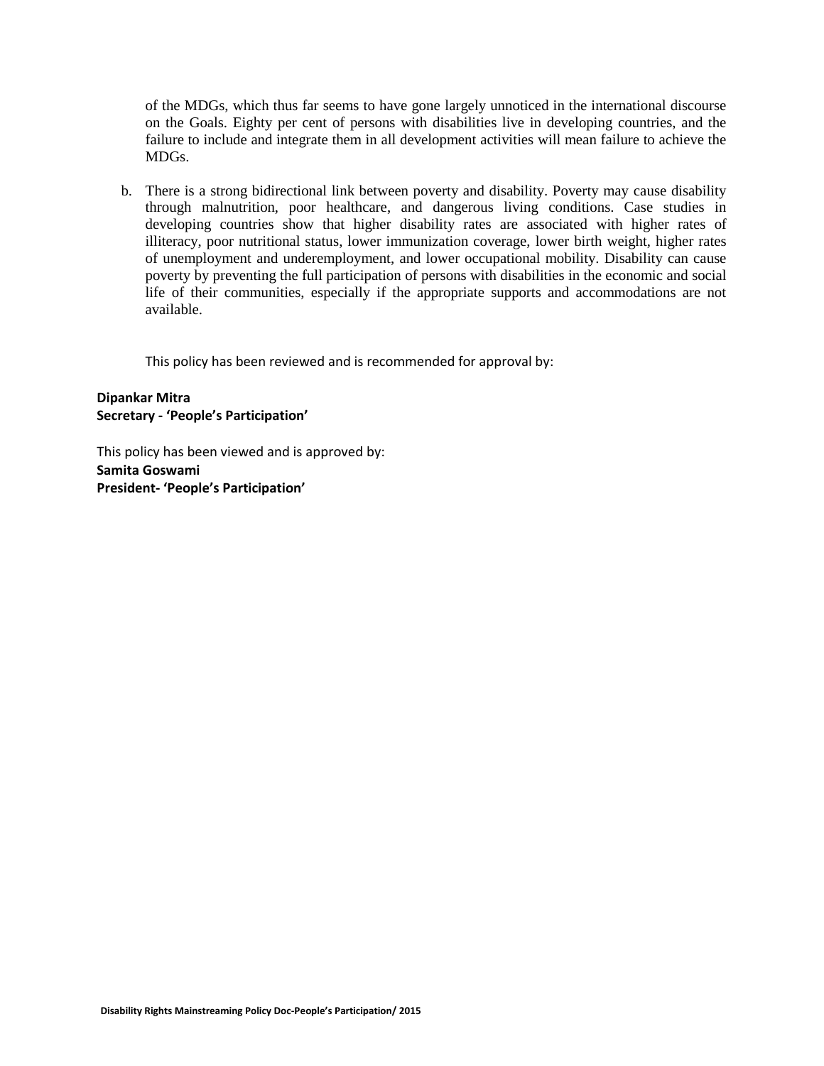of the MDGs, which thus far seems to have gone largely unnoticed in the international discourse on the Goals. Eighty per cent of persons with disabilities live in developing countries, and the failure to include and integrate them in all development activities will mean failure to achieve the MDGs.

b. There is a strong bidirectional link between poverty and disability. Poverty may cause disability through malnutrition, poor healthcare, and dangerous living conditions. Case studies in developing countries show that higher disability rates are associated with higher rates of illiteracy, poor nutritional status, lower immunization coverage, lower birth weight, higher rates of unemployment and underemployment, and lower occupational mobility. Disability can cause poverty by preventing the full participation of persons with disabilities in the economic and social life of their communities, especially if the appropriate supports and accommodations are not available.

This policy has been reviewed and is recommended for approval by:

**Dipankar Mitra**
**Secretary - 'People's Participation'**

This policy has been viewed and is approved by:
**Samita Goswami**
**President- 'People's Participation'**